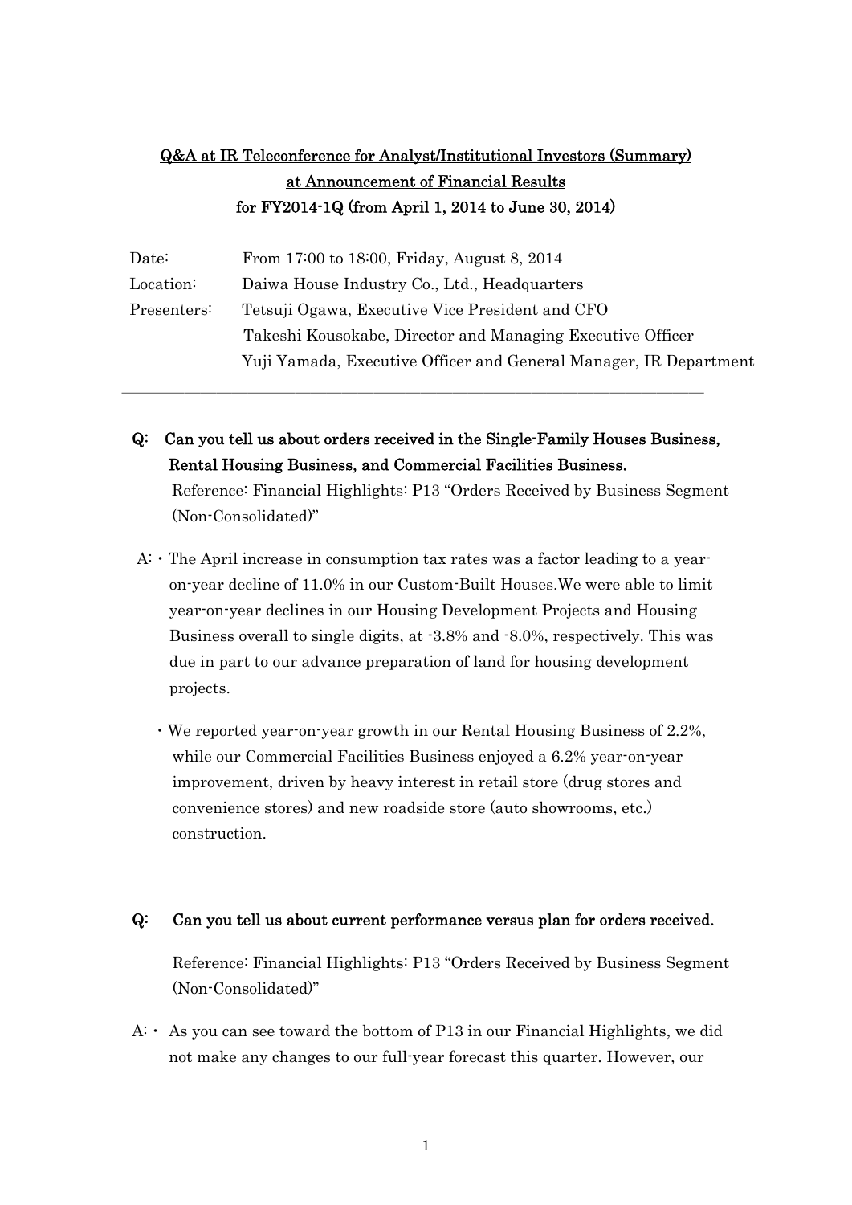# Q&A at IR Teleconference for Analyst/Institutional Investors (Summary) at Announcement of Financial Results for FY2014-1Q (from April 1, 2014 to June 30, 2014)

Date: From 17:00 to 18:00, Friday, August 8, 2014

Location: Daiwa House Industry Co., Ltd., Headquarters

Presenters: Tetsuji Ogawa, Executive Vice President and CFO
Takeshi Kousokabe, Director and Managing Executive Officer
Yuji Yamada, Executive Officer and General Manager, IR Department

---

**Q: Can you tell us about orders received in the Single-Family Houses Business, Rental Housing Business, and Commercial Facilities Business.**

Reference: Financial Highlights: P13 "Orders Received by Business Segment (Non-Consolidated)"

A:
- The April increase in consumption tax rates was a factor leading to a year-on-year decline of 11.0% in our Custom-Built Houses.We were able to limit year-on-year declines in our Housing Development Projects and Housing Business overall to single digits, at -3.8% and -8.0%, respectively. This was due in part to our advance preparation of land for housing development projects.
- We reported year-on-year growth in our Rental Housing Business of 2.2%, while our Commercial Facilities Business enjoyed a 6.2% year-on-year improvement, driven by heavy interest in retail store (drug stores and convenience stores) and new roadside store (auto showrooms, etc.) construction.

**Q: Can you tell us about current performance versus plan for orders received.**

Reference: Financial Highlights: P13 "Orders Received by Business Segment (Non-Consolidated)"

A:
- As you can see toward the bottom of P13 in our Financial Highlights, we did not make any changes to our full-year forecast this quarter. However, our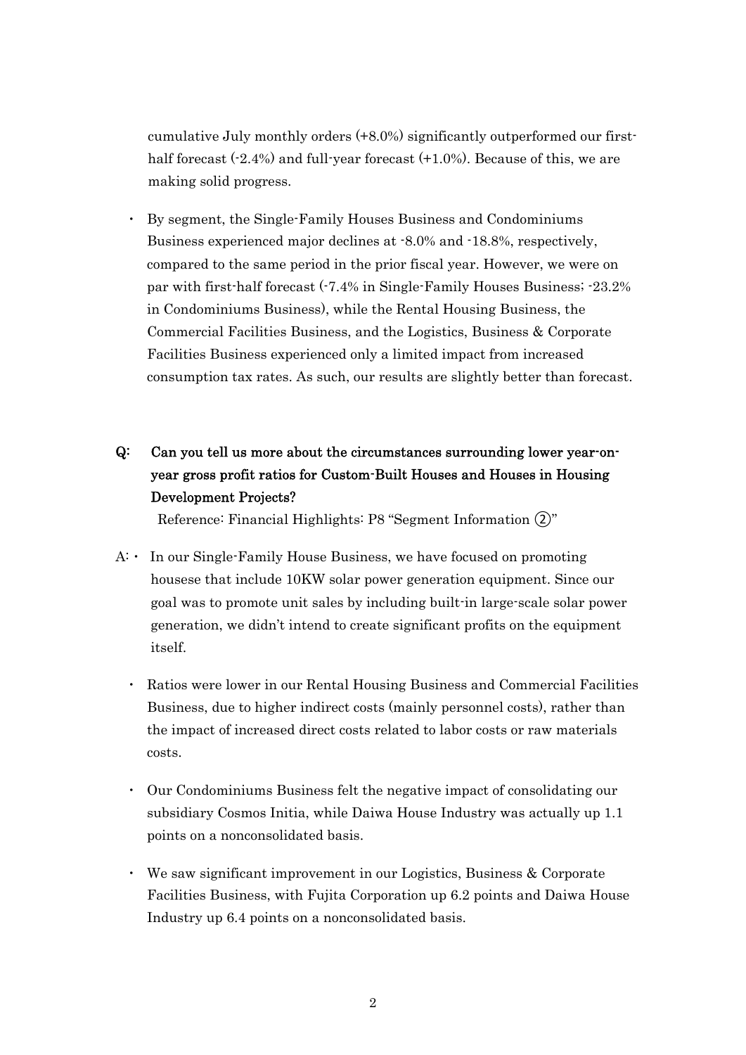cumulative July monthly orders (+8.0%) significantly outperformed our first-half forecast (-2.4%) and full-year forecast (+1.0%). Because of this, we are making solid progress.

- By segment, the Single-Family Houses Business and Condominiums Business experienced major declines at -8.0% and -18.8%, respectively, compared to the same period in the prior fiscal year. However, we were on par with first-half forecast (-7.4% in Single-Family Houses Business; -23.2% in Condominiums Business), while the Rental Housing Business, the Commercial Facilities Business, and the Logistics, Business & Corporate Facilities Business experienced only a limited impact from increased consumption tax rates. As such, our results are slightly better than forecast.

**Q: Can you tell us more about the circumstances surrounding lower year-on-year gross profit ratios for Custom-Built Houses and Houses in Housing Development Projects?**

Reference: Financial Highlights: P8 "Segment Information ②"

A:
- In our Single-Family House Business, we have focused on promoting housese that include 10KW solar power generation equipment. Since our goal was to promote unit sales by including built-in large-scale solar power generation, we didn't intend to create significant profits on the equipment itself.
- Ratios were lower in our Rental Housing Business and Commercial Facilities Business, due to higher indirect costs (mainly personnel costs), rather than the impact of increased direct costs related to labor costs or raw materials costs.
- Our Condominiums Business felt the negative impact of consolidating our subsidiary Cosmos Initia, while Daiwa House Industry was actually up 1.1 points on a nonconsolidated basis.
- We saw significant improvement in our Logistics, Business & Corporate Facilities Business, with Fujita Corporation up 6.2 points and Daiwa House Industry up 6.4 points on a nonconsolidated basis.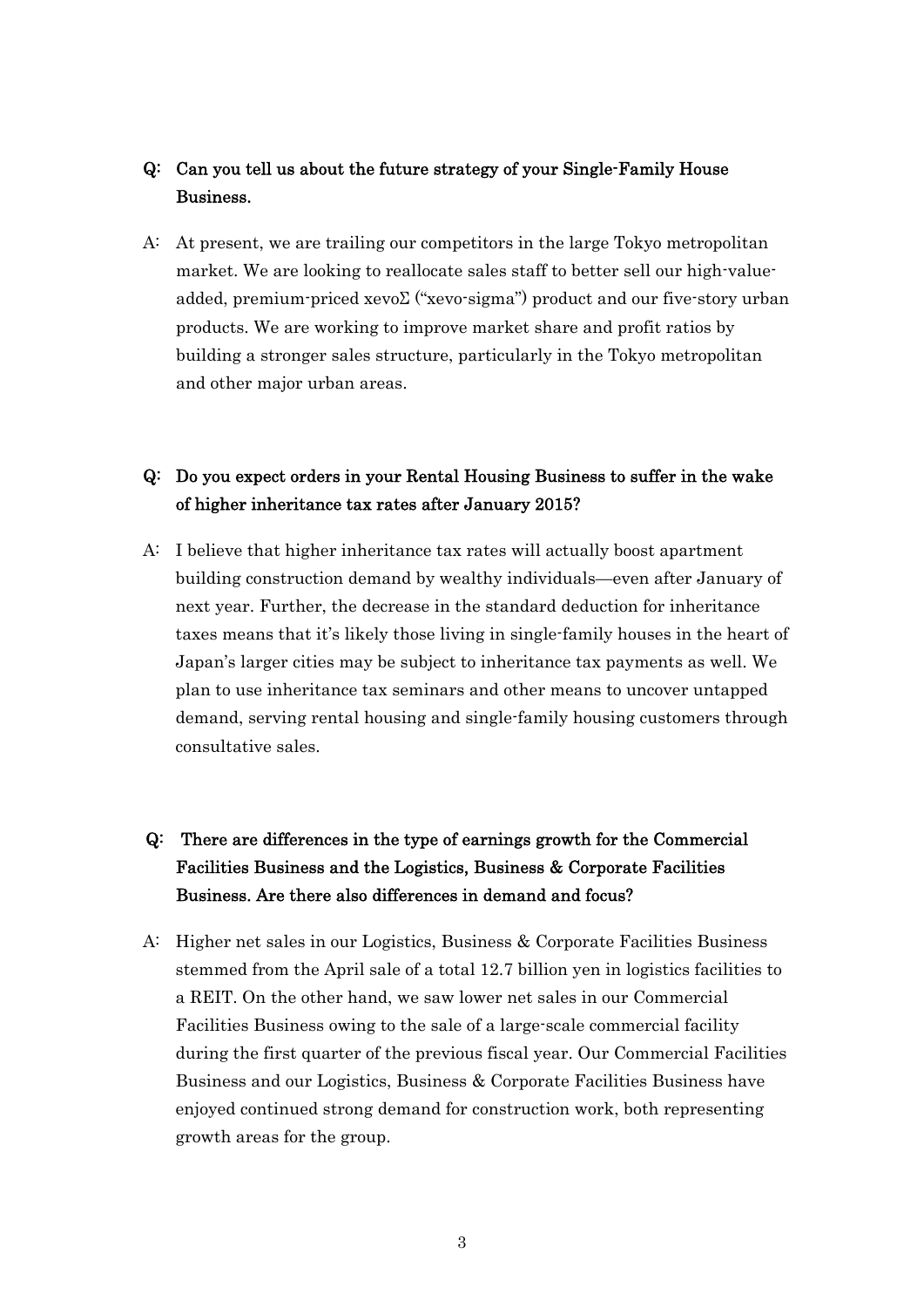**Q: Can you tell us about the future strategy of your Single-Family House Business.**

A: At present, we are trailing our competitors in the large Tokyo metropolitan market. We are looking to reallocate sales staff to better sell our high-value-added, premium-priced xevoΣ ("xevo-sigma") product and our five-story urban products. We are working to improve market share and profit ratios by building a stronger sales structure, particularly in the Tokyo metropolitan and other major urban areas.

**Q: Do you expect orders in your Rental Housing Business to suffer in the wake of higher inheritance tax rates after January 2015?**

A: I believe that higher inheritance tax rates will actually boost apartment building construction demand by wealthy individuals—even after January of next year. Further, the decrease in the standard deduction for inheritance taxes means that it's likely those living in single-family houses in the heart of Japan's larger cities may be subject to inheritance tax payments as well. We plan to use inheritance tax seminars and other means to uncover untapped demand, serving rental housing and single-family housing customers through consultative sales.

**Q: There are differences in the type of earnings growth for the Commercial Facilities Business and the Logistics, Business & Corporate Facilities Business. Are there also differences in demand and focus?**

A: Higher net sales in our Logistics, Business & Corporate Facilities Business stemmed from the April sale of a total 12.7 billion yen in logistics facilities to a REIT. On the other hand, we saw lower net sales in our Commercial Facilities Business owing to the sale of a large-scale commercial facility during the first quarter of the previous fiscal year. Our Commercial Facilities Business and our Logistics, Business & Corporate Facilities Business have enjoyed continued strong demand for construction work, both representing growth areas for the group.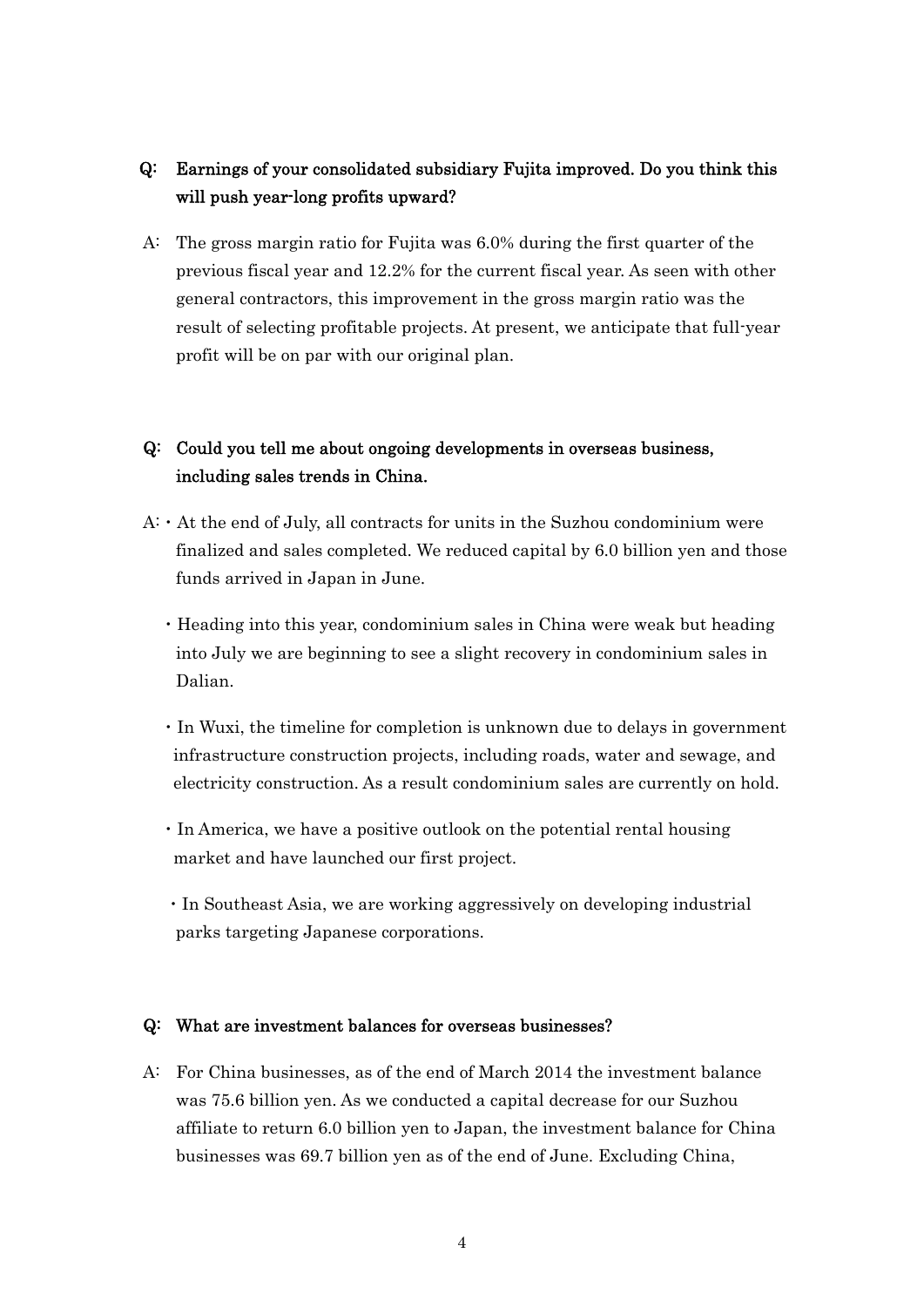**Q: Earnings of your consolidated subsidiary Fujita improved. Do you think this will push year-long profits upward?**

A: The gross margin ratio for Fujita was 6.0% during the first quarter of the previous fiscal year and 12.2% for the current fiscal year. As seen with other general contractors, this improvement in the gross margin ratio was the result of selecting profitable projects. At present, we anticipate that full-year profit will be on par with our original plan.

**Q: Could you tell me about ongoing developments in overseas business, including sales trends in China.**

A:
- At the end of July, all contracts for units in the Suzhou condominium were finalized and sales completed. We reduced capital by 6.0 billion yen and those funds arrived in Japan in June.
- Heading into this year, condominium sales in China were weak but heading into July we are beginning to see a slight recovery in condominium sales in Dalian.
- In Wuxi, the timeline for completion is unknown due to delays in government infrastructure construction projects, including roads, water and sewage, and electricity construction. As a result condominium sales are currently on hold.
- In America, we have a positive outlook on the potential rental housing market and have launched our first project.
- In Southeast Asia, we are working aggressively on developing industrial parks targeting Japanese corporations.

**Q: What are investment balances for overseas businesses?**

A: For China businesses, as of the end of March 2014 the investment balance was 75.6 billion yen. As we conducted a capital decrease for our Suzhou affiliate to return 6.0 billion yen to Japan, the investment balance for China businesses was 69.7 billion yen as of the end of June. Excluding China,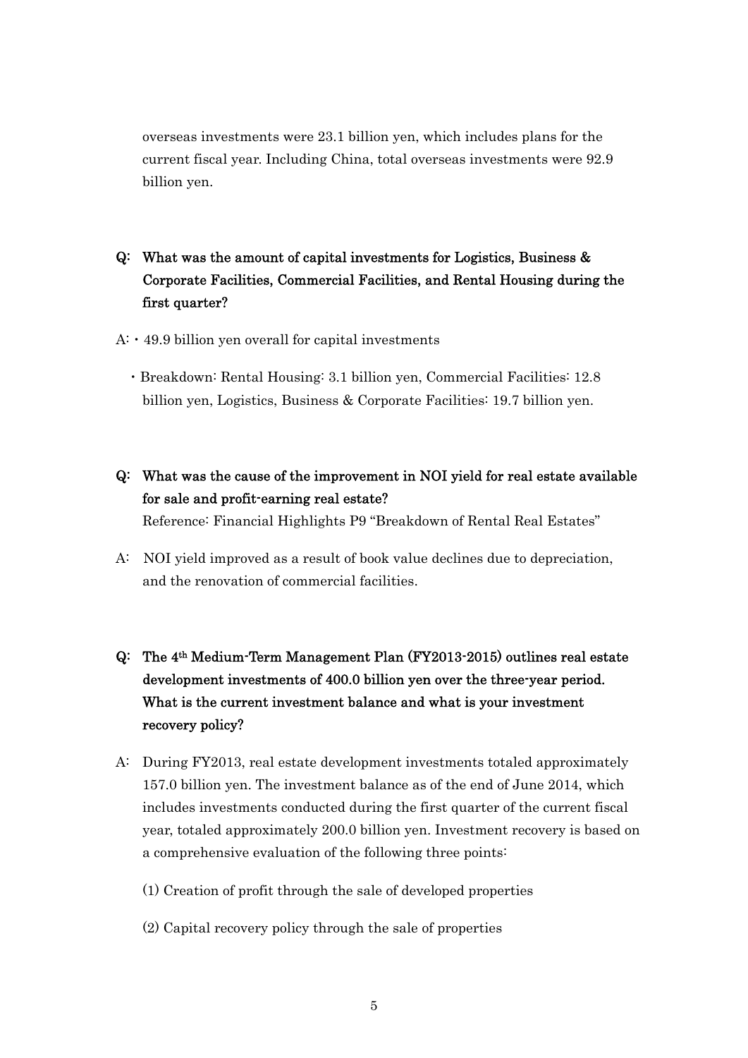overseas investments were 23.1 billion yen, which includes plans for the current fiscal year. Including China, total overseas investments were 92.9 billion yen.

**Q: What was the amount of capital investments for Logistics, Business & Corporate Facilities, Commercial Facilities, and Rental Housing during the first quarter?**

A: ・49.9 billion yen overall for capital investments

・Breakdown: Rental Housing: 3.1 billion yen, Commercial Facilities: 12.8 billion yen, Logistics, Business & Corporate Facilities: 19.7 billion yen.

**Q: What was the cause of the improvement in NOI yield for real estate available for sale and profit-earning real estate?**

Reference: Financial Highlights P9 "Breakdown of Rental Real Estates"

A: NOI yield improved as a result of book value declines due to depreciation, and the renovation of commercial facilities.

**Q: The 4th Medium-Term Management Plan (FY2013-2015) outlines real estate development investments of 400.0 billion yen over the three-year period. What is the current investment balance and what is your investment recovery policy?**

A: During FY2013, real estate development investments totaled approximately 157.0 billion yen. The investment balance as of the end of June 2014, which includes investments conducted during the first quarter of the current fiscal year, totaled approximately 200.0 billion yen. Investment recovery is based on a comprehensive evaluation of the following three points:

(1) Creation of profit through the sale of developed properties

(2) Capital recovery policy through the sale of properties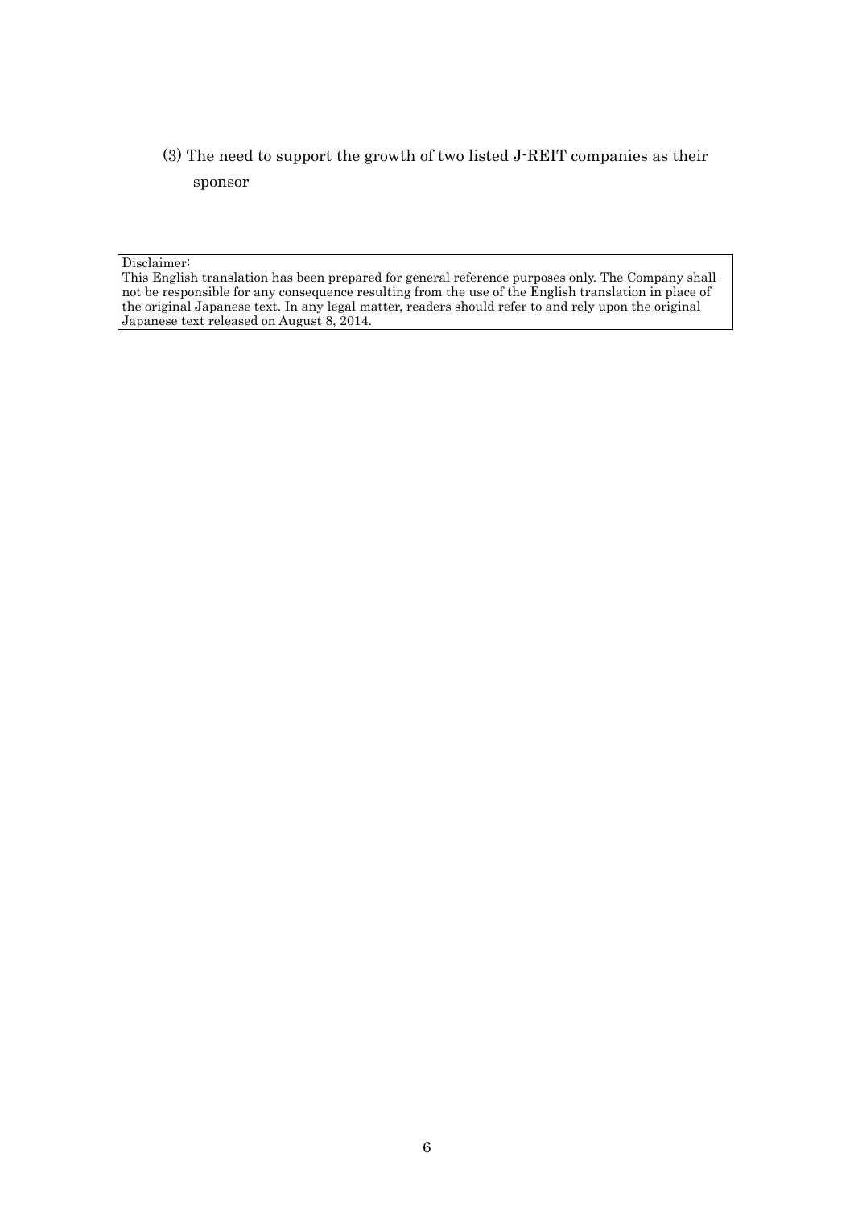(3) The need to support the growth of two listed J-REIT companies as their sponsor

Disclaimer:
This English translation has been prepared for general reference purposes only. The Company shall not be responsible for any consequence resulting from the use of the English translation in place of the original Japanese text. In any legal matter, readers should refer to and rely upon the original Japanese text released on August 8, 2014.